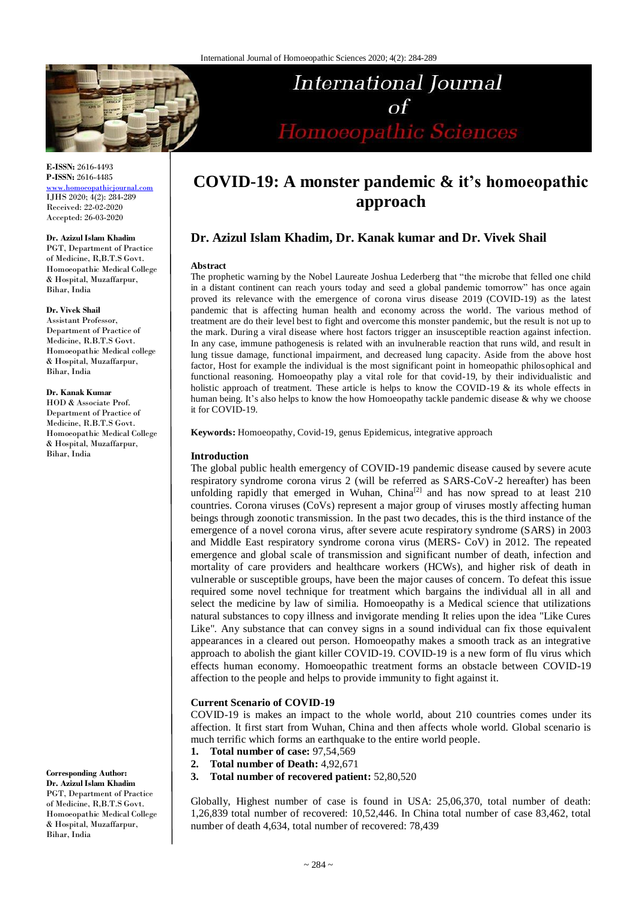# COVID-19: A monster pandemic & it's homoeopathic approach

**Dr. Azizul Islam Khadim, Dr. Kanak kumar and Dr. Vivek Shail**

**E-ISSN:** 2616-4493
**P-ISSN:** 2616-4485
www.homoeopathicjournal.com
IJHS 2020; 4(2): 284-289
Received: 22-02-2020
Accepted: 26-03-2020

**Dr. Azizul Islam Khadim**
PGT, Department of Practice of Medicine, R,B.T.S Govt. Homoeopathic Medical College & Hospital, Muzaffarpur, Bihar, India

**Dr. Vivek Shail**
Assistant Professor, Department of Practice of Medicine, R.B.T.S Govt. Homoeopathic Medical college & Hospital, Muzaffarpur, Bihar, India

**Dr. Kanak Kumar**
HOD & Associate Prof. Department of Practice of Medicine, R.B.T.S Govt. Homoeopathic Medical College & Hospital, Muzaffarpur, Bihar, India

**Corresponding Author:**
**Dr. Azizul Islam Khadim**
PGT, Department of Practice of Medicine, R.B.T.S Govt. Homoeopathic Medical College & Hospital, Muzaffarpur, Bihar, India

## Abstract

The prophetic warning by the Nobel Laureate Joshua Lederberg that "the microbe that felled one child in a distant continent can reach yours today and seed a global pandemic tomorrow" has once again proved its relevance with the emergence of corona virus disease 2019 (COVID-19) as the latest pandemic that is affecting human health and economy across the world. The various method of treatment are do their level best to fight and overcome this monster pandemic, but the result is not up to the mark. During a viral disease where host factors trigger an insusceptible reaction against infection. In any case, immune pathogenesis is related with an invulnerable reaction that runs wild, and result in lung tissue damage, functional impairment, and decreased lung capacity. Aside from the above host factor, Host for example the individual is the most significant point in homeopathic philosophical and functional reasoning. Homoeopathy play a vital role for that covid-19, by their individualistic and holistic approach of treatment. These article is helps to know the COVID-19 & its whole effects in human being. It's also helps to know the how Homoeopathy tackle pandemic disease & why we choose it for COVID-19.

**Keywords:** Homoeopathy, Covid-19, genus Epidemicus, integrative approach

## Introduction

The global public health emergency of COVID-19 pandemic disease caused by severe acute respiratory syndrome corona virus 2 (will be referred as SARS-CoV-2 hereafter) has been unfolding rapidly that emerged in Wuhan, China[2] and has now spread to at least 210 countries. Corona viruses (CoVs) represent a major group of viruses mostly affecting human beings through zoonotic transmission. In the past two decades, this is the third instance of the emergence of a novel corona virus, after severe acute respiratory syndrome (SARS) in 2003 and Middle East respiratory syndrome corona virus (MERS- CoV) in 2012. The repeated emergence and global scale of transmission and significant number of death, infection and mortality of care providers and healthcare workers (HCWs), and higher risk of death in vulnerable or susceptible groups, have been the major causes of concern. To defeat this issue required some novel technique for treatment which bargains the individual all in all and select the medicine by law of similia. Homoeopathy is a Medical science that utilizations natural substances to copy illness and invigorate mending It relies upon the idea "Like Cures Like". Any substance that can convey signs in a sound individual can fix those equivalent appearances in a cleared out person. Homoeopathy makes a smooth track as an integrative approach to abolish the giant killer COVID-19. COVID-19 is a new form of flu virus which effects human economy. Homoeopathic treatment forms an obstacle between COVID-19 affection to the people and helps to provide immunity to fight against it.

### Current Scenario of COVID-19

COVID-19 is makes an impact to the whole world, about 210 countries comes under its affection. It first start from Wuhan, China and then affects whole world. Global scenario is much terrific which forms an earthquake to the entire world people.

1. **Total number of case:** 97,54,569
2. **Total number of Death:** 4,92,671
3. **Total number of recovered patient:** 52,80,520

Globally, Highest number of case is found in USA: 25,06,370, total number of death: 1,26,839 total number of recovered: 10,52,446. In China total number of case 83,462, total number of death 4,634, total number of recovered: 78,439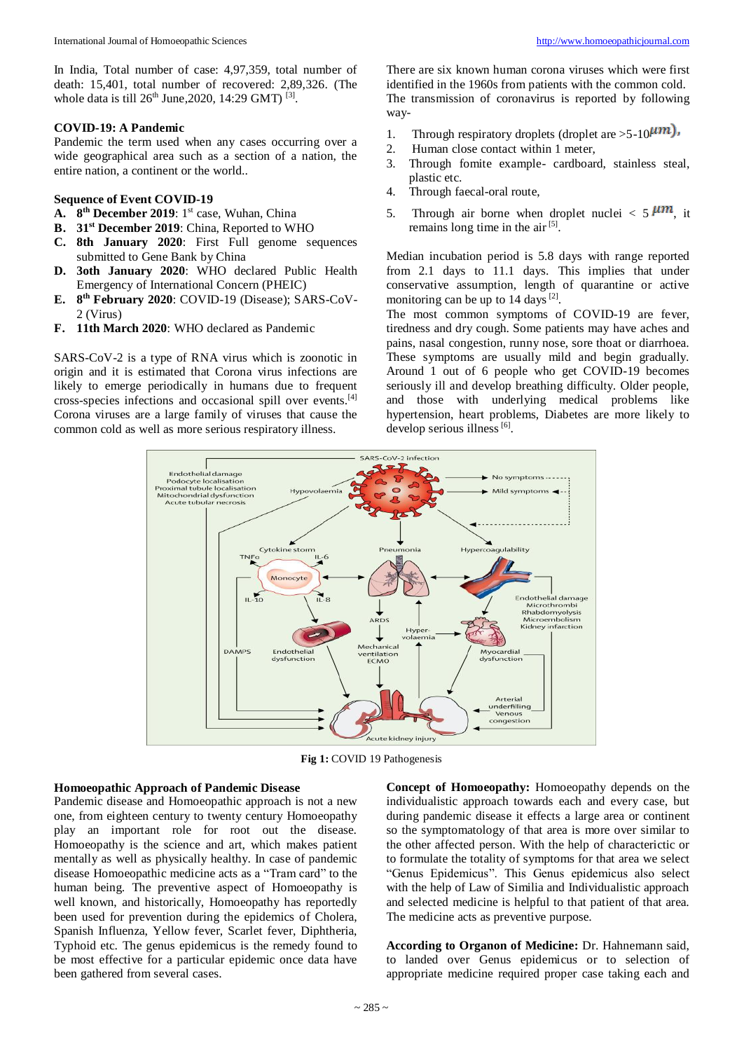In India, Total number of case: 4,97,359, total number of death: 15,401, total number of recovered: 2,89,326. (The whole data is till 26th June,2020, 14:29 GMT) [3].

### COVID-19: A Pandemic

Pandemic the term used when any cases occurring over a wide geographical area such as a section of a nation, the entire nation, a continent or the world..

### Sequence of Event COVID-19

A. **8th December 2019**: 1st case, Wuhan, China
B. **31st December 2019**: China, Reported to WHO
C. **8th January 2020**: First Full genome sequences submitted to Gene Bank by China
D. **3oth January 2020**: WHO declared Public Health Emergency of International Concern (PHEIC)
E. **8th February 2020**: COVID-19 (Disease); SARS-CoV-2 (Virus)
F. **11th March 2020**: WHO declared as Pandemic

SARS-CoV-2 is a type of RNA virus which is zoonotic in origin and it is estimated that Corona virus infections are likely to emerge periodically in humans due to frequent cross-species infections and occasional spill over events.[4] Corona viruses are a large family of viruses that cause the common cold as well as more serious respiratory illness.

There are six known human corona viruses which were first identified in the 1960s from patients with the common cold. The transmission of coronavirus is reported by following way-

1. Through respiratory droplets (droplet are >5-10$\mu m$),
2. Human close contact within 1 meter,
3. Through fomite example- cardboard, stainless steal, plastic etc.
4. Through faecal-oral route,
5. Through air borne when droplet nuclei < 5 $\mu m$, it remains long time in the air [5].

Median incubation period is 5.8 days with range reported from 2.1 days to 11.1 days. This implies that under conservative assumption, length of quarantine or active monitoring can be up to 14 days [2].

The most common symptoms of COVID-19 are fever, tiredness and dry cough. Some patients may have aches and pains, nasal congestion, runny nose, sore thoat or diarrhoea. These symptoms are usually mild and begin gradually. Around 1 out of 6 people who get COVID-19 becomes seriously ill and develop breathing difficulty. Older people, and those with underlying medical problems like hypertension, heart problems, Diabetes are more likely to develop serious illness [6].

**Fig 1:** COVID 19 Pathogenesis

### Homoeopathic Approach of Pandemic Disease

Pandemic disease and Homoeopathic approach is not a new one, from eighteen century to twenty century Homoeopathy play an important role for root out the disease. Homoeopathy is the science and art, which makes patient mentally as well as physically healthy. In case of pandemic disease Homoeopathic medicine acts as a "Tram card" to the human being. The preventive aspect of Homoeopathy is well known, and historically, Homoeopathy has reportedly been used for prevention during the epidemics of Cholera, Spanish Influenza, Yellow fever, Scarlet fever, Diphtheria, Typhoid etc. The genus epidemicus is the remedy found to be most effective for a particular epidemic once data have been gathered from several cases.

**Concept of Homoeopathy:** Homoeopathy depends on the individualistic approach towards each and every case, but during pandemic disease it effects a large area or continent so the symptomatology of that area is more over similar to the other affected person. With the help of characterictic or to formulate the totality of symptoms for that area we select "Genus Epidemicus". This Genus epidemicus also select with the help of Law of Similia and Individualistic approach and selected medicine is helpful to that patient of that area. The medicine acts as preventive purpose.

**According to Organon of Medicine:** Dr. Hahnemann said, to landed over Genus epidemicus or to selection of appropriate medicine required proper case taking each and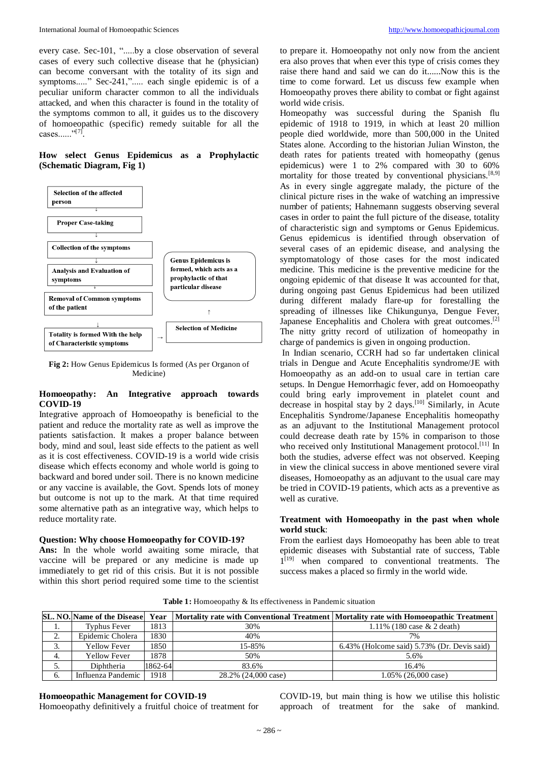every case. Sec-101, ".....by a close observation of several cases of every such collective disease that he (physician) can become conversant with the totality of its sign and symptoms....." Sec-241,"..... each single epidemic is of a peculiar uniform character common to all the individuals attacked, and when this character is found in the totality of the symptoms common to all, it guides us to the discovery of homoeopathic (specific) remedy suitable for all the cases......"[7].

**How select Genus Epidemicus as a Prophylactic (Schematic Diagram, Fig 1)**

Selection of the affected person
↓
Proper Case-taking
↓
Collection of the symptoms
↓
Analysis and Evaluation of symptoms
↓
Removal of Common symptoms of the patient
↓
Totality is formed With the help of Characteristic symptoms → Selection of Medicine → Genus Epidemicus is formed, which acts as a prophylactic of that particular disease

**Fig 2:** How Genus Epidemicus Is formed (As per Organon of Medicine)

**Homoeopathy: An Integrative approach towards COVID-19**

Integrative approach of Homoeopathy is beneficial to the patient and reduce the mortality rate as well as improve the patients satisfaction. It makes a proper balance between body, mind and soul, least side effects to the patient as well as it is cost effectiveness. COVID-19 is a world wide crisis disease which effects economy and whole world is going to backward and bored under soil. There is no known medicine or any vaccine is available, the Govt. Spends lots of money but outcome is not up to the mark. At that time required some alternative path as an integrative way, which helps to reduce mortality rate.

**Question: Why choose Homoeopathy for COVID-19?**

**Ans:** In the whole world awaiting some miracle, that vaccine will be prepared or any medicine is made up immediately to get rid of this crisis. But it is not possible within this short period required some time to the scientist to prepare it. Homoeopathy not only now from the ancient era also proves that when ever this type of crisis comes they raise there hand and said we can do it......Now this is the time to come forward. Let us discuss few example when Homoeopathy proves there ability to combat or fight against world wide crisis.

Homeopathy was successful during the Spanish flu epidemic of 1918 to 1919, in which at least 20 million people died worldwide, more than 500,000 in the United States alone. According to the historian Julian Winston, the death rates for patients treated with homeopathy (genus epidemicus) were 1 to 2% compared with 30 to 60% mortality for those treated by conventional physicians.[8,9]

As in every single aggregate malady, the picture of the clinical picture rises in the wake of watching an impressive number of patients; Hahnemann suggests observing several cases in order to paint the full picture of the disease, totality of characteristic sign and symptoms or Genus Epidemicus. Genus epidemicus is identified through observation of several cases of an epidemic disease, and analysing the symptomatology of those cases for the most indicated medicine. This medicine is the preventive medicine for the ongoing epidemic of that disease It was accounted for that, during ongoing past Genus Epidemicus had been utilized during different malady flare-up for forestalling the spreading of illnesses like Chikungunya, Dengue Fever, Japanese Encephalitis and Cholera with great outcomes.[2] The nitty gritty record of utilization of homeopathy in charge of pandemics is given in ongoing production.

In Indian scenario, CCRH had so far undertaken clinical trials in Dengue and Acute Encephalitis syndrome/JE with Homoeopathy as an add-on to usual care in tertian care setups. In Dengue Hemorrhagic fever, add on Homoeopathy could bring early improvement in platelet count and decrease in hospital stay by 2 days.[10] Similarly, in Acute Encephalitis Syndrome/Japanese Encephalitis homeopathy as an adjuvant to the Institutional Management protocol could decrease death rate by 15% in comparison to those who received only Institutional Management protocol.[11] In both the studies, adverse effect was not observed. Keeping in view the clinical success in above mentioned severe viral diseases, Homoeopathy as an adjuvant to the usual care may be tried in COVID-19 patients, which acts as a preventive as well as curative.

**Treatment with Homoeopathy in the past when whole world stuck**:

From the earliest days Homoeopathy has been able to treat epidemic diseases with Substantial rate of success, Table 1[19] when compared to conventional treatments. The success makes a placed so firmly in the world wide.

**Table 1:** Homoeopathy & Its effectiveness in Pandemic situation

| SL. NO. | Name of the Disease | Year | Mortality rate with Conventional Treatment | Mortality rate with Homoeopathic Treatment |
|---|---|---|---|---|
| 1. | Typhus Fever | 1813 | 30% | 1.11% (180 case & 2 death) |
| 2. | Epidemic Cholera | 1830 | 40% | 7% |
| 3. | Yellow Fever | 1850 | 15-85% | 6.43% (Holcome said) 5.73% (Dr. Devis said) |
| 4. | Yellow Fever | 1878 | 50% | 5.6% |
| 5. | Diphtheria | 1862-64 | 83.6% | 16.4% |
| 6. | Influenza Pandemic | 1918 | 28.2% (24,000 case) | 1.05% (26,000 case) |

**Homoeopathic Management for COVID-19**

Homoeopathy definitively a fruitful choice of treatment for COVID-19, but main thing is how we utilise this holistic approach of treatment for the sake of mankind.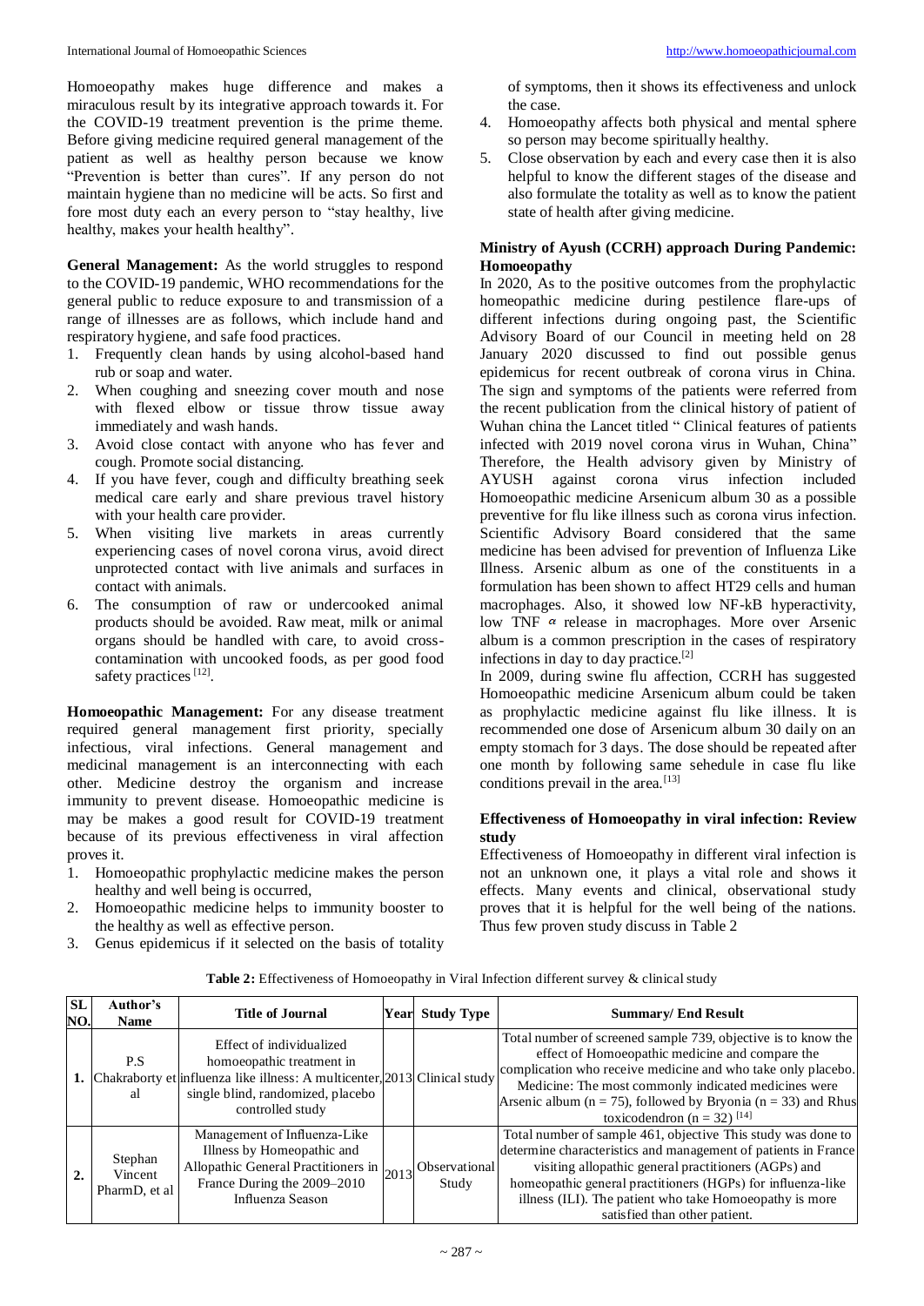Homoeopathy makes huge difference and makes a miraculous result by its integrative approach towards it. For the COVID-19 treatment prevention is the prime theme. Before giving medicine required general management of the patient as well as healthy person because we know "Prevention is better than cures". If any person do not maintain hygiene than no medicine will be acts. So first and fore most duty each an every person to "stay healthy, live healthy, makes your health healthy".

**General Management:** As the world struggles to respond to the COVID-19 pandemic, WHO recommendations for the general public to reduce exposure to and transmission of a range of illnesses are as follows, which include hand and respiratory hygiene, and safe food practices.

1. Frequently clean hands by using alcohol-based hand rub or soap and water.
2. When coughing and sneezing cover mouth and nose with flexed elbow or tissue throw tissue away immediately and wash hands.
3. Avoid close contact with anyone who has fever and cough. Promote social distancing.
4. If you have fever, cough and difficulty breathing seek medical care early and share previous travel history with your health care provider.
5. When visiting live markets in areas currently experiencing cases of novel corona virus, avoid direct unprotected contact with live animals and surfaces in contact with animals.
6. The consumption of raw or undercooked animal products should be avoided. Raw meat, milk or animal organs should be handled with care, to avoid cross-contamination with uncooked foods, as per good food safety practices [12].

**Homoeopathic Management:** For any disease treatment required general management first priority, specially infectious, viral infections. General management and medicinal management is an interconnecting with each other. Medicine destroy the organism and increase immunity to prevent disease. Homoeopathic medicine is may be makes a good result for COVID-19 treatment because of its previous effectiveness in viral affection proves it.

1. Homoeopathic prophylactic medicine makes the person healthy and well being is occurred,
2. Homoeopathic medicine helps to immunity booster to the healthy as well as effective person.
3. Genus epidemicus if it selected on the basis of totality of symptoms, then it shows its effectiveness and unlock the case.
4. Homoeopathy affects both physical and mental sphere so person may become spiritually healthy.
5. Close observation by each and every case then it is also helpful to know the different stages of the disease and also formulate the totality as well as to know the patient state of health after giving medicine.

**Ministry of Ayush (CCRH) approach During Pandemic: Homoeopathy**

In 2020, As to the positive outcomes from the prophylactic homeopathic medicine during pestilence flare-ups of different infections during ongoing past, the Scientific Advisory Board of our Council in meeting held on 28 January 2020 discussed to find out possible genus epidemicus for recent outbreak of corona virus in China. The sign and symptoms of the patients were referred from the recent publication from the clinical history of patient of Wuhan china the Lancet titled " Clinical features of patients infected with 2019 novel corona virus in Wuhan, China" Therefore, the Health advisory given by Ministry of AYUSH against corona virus infection included Homoeopathic medicine Arsenicum album 30 as a possible preventive for flu like illness such as corona virus infection. Scientific Advisory Board considered that the same medicine has been advised for prevention of Influenza Like Illness. Arsenic album as one of the constituents in a formulation has been shown to affect HT29 cells and human macrophages. Also, it showed low NF-kB hyperactivity, low TNF $\alpha$ release in macrophages. More over Arsenic album is a common prescription in the cases of respiratory infections in day to day practice.[2]

In 2009, during swine flu affection, CCRH has suggested Homoeopathic medicine Arsenicum album could be taken as prophylactic medicine against flu like illness. It is recommended one dose of Arsenicum album 30 daily on an empty stomach for 3 days. The dose should be repeated after one month by following same sehedule in case flu like conditions prevail in the area.[13]

**Effectiveness of Homoeopathy in viral infection: Review study**

Effectiveness of Homoeopathy in different viral infection is not an unknown one, it plays a vital role and shows it effects. Many events and clinical, observational study proves that it is helpful for the well being of the nations. Thus few proven study discuss in Table 2

**Table 2:** Effectiveness of Homoeopathy in Viral Infection different survey & clinical study

| SL NO. | Author's Name | Title of Journal | Year | Study Type | Summary/ End Result |
|---|---|---|---|---|---|
| 1. | P.S Chakraborty et al | Effect of individualized homoeopathic treatment in influenza like illness: A multicenter, single blind, randomized, placebo controlled study | 2013 | Clinical study | Total number of screened sample 739, objective is to know the effect of Homoeopathic medicine and compare the complication who receive medicine and who take only placebo. Medicine: The most commonly indicated medicines were Arsenic album (n = 75), followed by Bryonia (n = 33) and Rhus toxicodendron (n = 32) [14] |
| 2. | Stephan Vincent PharmD, et al | Management of Influenza-Like Illness by Homeopathic and Allopathic General Practitioners in France During the 2009–2010 Influenza Season | 2013 | Observational Study | Total number of sample 461, objective This study was done to determine characteristics and management of patients in France visiting allopathic general practitioners (AGPs) and homeopathic general practitioners (HGPs) for influenza-like illness (ILI). The patient who take Homoeopathy is more satisfied than other patient. |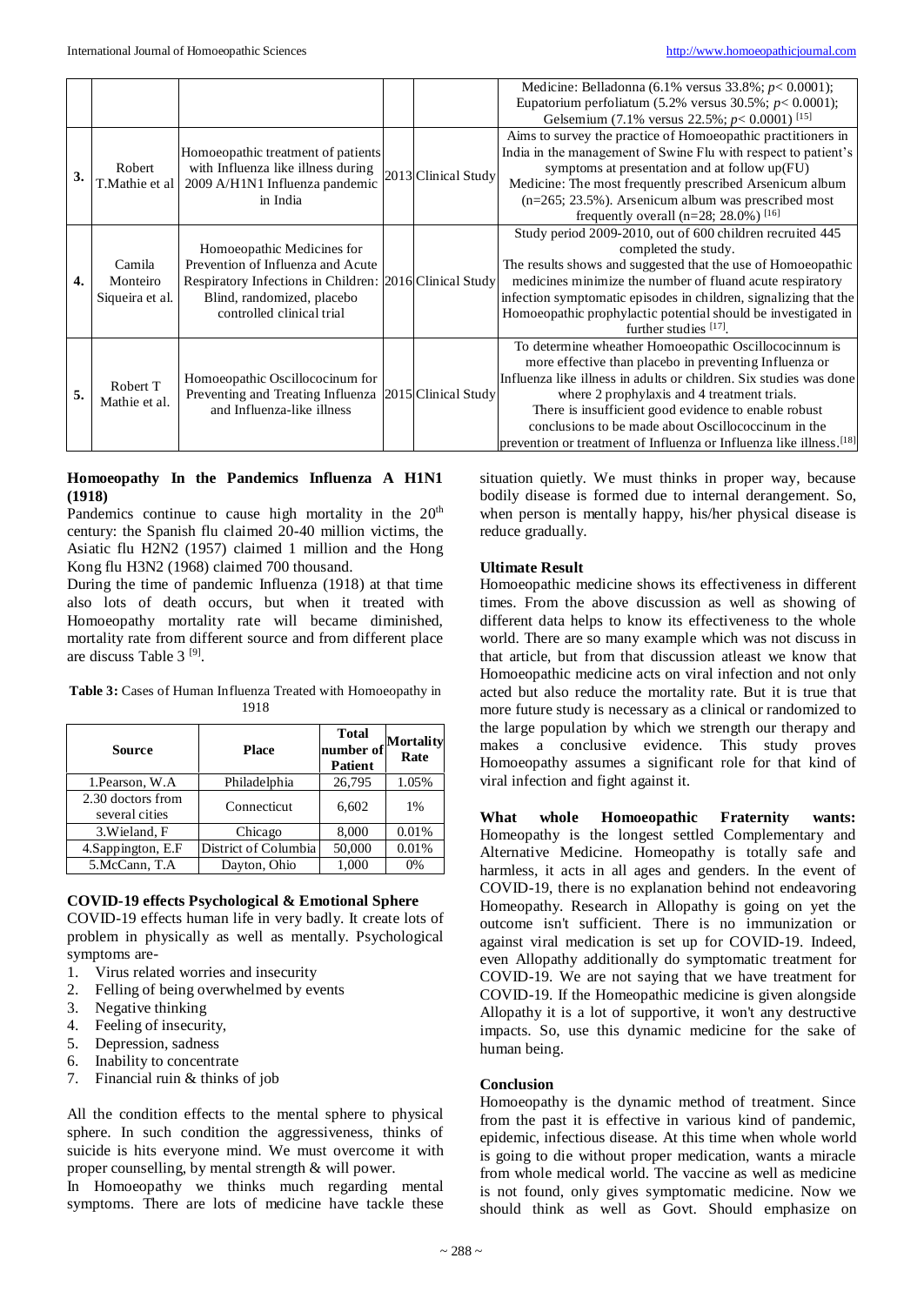|  |  |  |  |  | Medicine: Belladonna (6.1% versus 33.8%; $p< 0.0001$); Eupatorium perfoliatum (5.2% versus 30.5%; $p< 0.0001$); Gelsemium (7.1% versus 22.5%; $p< 0.0001$) [15] |
|---|---|---|---|---|---|
| 3. | Robert T.Mathie et al | Homoeopathic treatment of patients with Influenza like illness during 2009 A/H1N1 Influenza pandemic in India | 2013 | Clinical Study | Aims to survey the practice of Homoeopathic practitioners in India in the management of Swine Flu with respect to patient's symptoms at presentation and at follow up(FU) Medicine: The most frequently prescribed Arsenicum album (n=265; 23.5%). Arsenicum album was prescribed most frequently overall (n=28; 28.0%) [16] |
| 4. | Camila Monteiro Siqueira et al. | Homoeopathic Medicines for Prevention of Influenza and Acute Respiratory Infections in Children: Blind, randomized, placebo controlled clinical trial | 2016 | Clinical Study | Study period 2009-2010, out of 600 children recruited 445 completed the study. The results shows and suggested that the use of Homoeopathic medicines minimize the number of fluand acute respiratory infection symptomatic episodes in children, signalizing that the Homoeopathic prophylactic potential should be investigated in further studies [17]. |
| 5. | Robert T Mathie et al. | Homoeopathic Oscillocociunm for Preventing and Treating Influenza and Influenza-like illness | 2015 | Clinical Study | To determine wheather Homoeopathic Oscillococinnum is more effective than placebo in preventing Influenza or Influenza like illness in adults or children. Six studies was done where 2 prophylaxis and 4 treatment trials. There is insufficient good evidence to enable robust conclusions to be made about Oscillococcinum in the prevention or treatment of Influenza or Influenza like illness.[18] |

**Homoeopathy In the Pandemics Influenza A H1N1 (1918)**

Pandemics continue to cause high mortality in the 20th century: the Spanish flu claimed 20-40 million victims, the Asiatic flu H2N2 (1957) claimed 1 million and the Hong Kong flu H3N2 (1968) claimed 700 thousand.

During the time of pandemic Influenza (1918) at that time also lots of death occurs, but when it treated with Homoeopathy mortality rate will became diminished, mortality rate from different source and from different place are discuss Table 3 [9].

**Table 3:** Cases of Human Influenza Treated with Homoeopathy in 1918

| Source | Place | Total number of Patient | Mortality Rate |
|---|---|---|---|
| 1.Pearson, W.A | Philadelphia | 26,795 | 1.05% |
| 2.30 doctors from several cities | Connecticut | 6,602 | 1% |
| 3.Wieland, F | Chicago | 8,000 | 0.01% |
| 4.Sappington, E.F | District of Columbia | 50,000 | 0.01% |
| 5.McCann, T.A | Dayton, Ohio | 1,000 | 0% |

**COVID-19 effects Psychological & Emotional Sphere**

COVID-19 effects human life in very badly. It create lots of problem in physically as well as mentally. Psychological symptoms are-

1. Virus related worries and insecurity
2. Felling of being overwhelmed by events
3. Negative thinking
4. Feeling of insecurity,
5. Depression, sadness
6. Inability to concentrate
7. Financial ruin & thinks of job

All the condition effects to the mental sphere to physical sphere. In such condition the aggressiveness, thinks of suicide is hits everyone mind. We must overcome it with proper counselling, by mental strength & will power.

In Homoeopathy we thinks much regarding mental symptoms. There are lots of medicine have tackle these situation quietly. We must thinks in proper way, because bodily disease is formed due to internal derangement. So, when person is mentally happy, his/her physical disease is reduce gradually.

**Ultimate Result**

Homoeopathic medicine shows its effectiveness in different times. From the above discussion as well as showing of different data helps to know its effectiveness to the whole world. There are so many example which was not discuss in that article, but from that discussion atleast we know that Homoeopathic medicine acts on viral infection and not only acted but also reduce the mortality rate. But it is true that more future study is necessary as a clinical or randomized to the large population by which we strength our therapy and makes a conclusive evidence. This study proves Homoeopathy assumes a significant role for that kind of viral infection and fight against it.

**What whole Homoeopathic Fraternity wants:** Homeopathy is the longest settled Complementary and Alternative Medicine. Homeopathy is totally safe and harmless, it acts in all ages and genders. In the event of COVID-19, there is no explanation behind not endeavoring Homeopathy. Research in Allopathy is going on yet the outcome isn't sufficient. There is no immunization or against viral medication is set up for COVID-19. Indeed, even Allopathy additionally do symptomatic treatment for COVID-19. We are not saying that we have treatment for COVID-19. If the Homeopathic medicine is given alongside Allopathy it is a lot of supportive, it won't any destructive impacts. So, use this dynamic medicine for the sake of human being.

**Conclusion**

Homoeopathy is the dynamic method of treatment. Since from the past it is effective in various kind of pandemic, epidemic, infectious disease. At this time when whole world is going to die without proper medication, wants a miracle from whole medical world. The vaccine as well as medicine is not found, only gives symptomatic medicine. Now we should think as well as Govt. Should emphasize on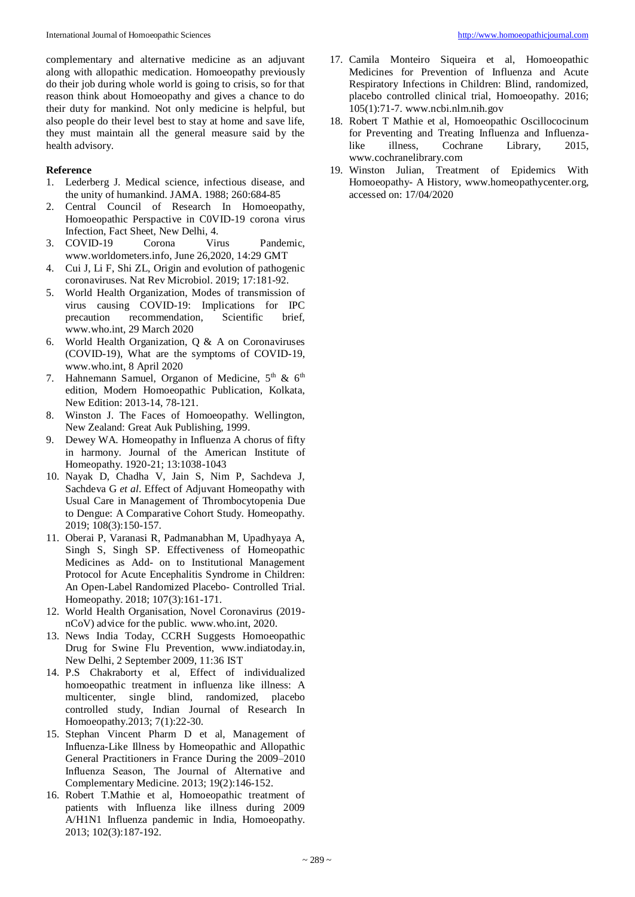complementary and alternative medicine as an adjuvant along with allopathic medication. Homoeopathy previously do their job during whole world is going to crisis, so for that reason think about Homoeopathy and gives a chance to do their duty for mankind. Not only medicine is helpful, but also people do their level best to stay at home and save life, they must maintain all the general measure said by the health advisory.

**Reference**

1. Lederberg J. Medical science, infectious disease, and the unity of humankind. JAMA. 1988; 260:684-85
2. Central Council of Research In Homoeopathy, Homoeopathic Perspective in C0VID-19 corona virus Infection, Fact Sheet, New Delhi, 4.
3. COVID-19 Corona Virus Pandemic, www.worldometers.info, June 26,2020, 14:29 GMT
4. Cui J, Li F, Shi ZL, Origin and evolution of pathogenic coronaviruses. Nat Rev Microbiol. 2019; 17:181-92.
5. World Health Organization, Modes of transmission of virus causing COVID-19: Implications for IPC precaution recommendation, Scientific brief, www.who.int, 29 March 2020
6. World Health Organization, Q & A on Coronaviruses (COVID-19), What are the symptoms of COVID-19, www.who.int, 8 April 2020
7. Hahnemann Samuel, Organon of Medicine, 5th & 6th edition, Modern Homoeopathic Publication, Kolkata, New Edition: 2013-14, 78-121.
8. Winston J. The Faces of Homoeopathy. Wellington, New Zealand: Great Auk Publishing, 1999.
9. Dewey WA. Homeopathy in Influenza A chorus of fifty in harmony. Journal of the American Institute of Homeopathy. 1920-21; 13:1038-1043
10. Nayak D, Chadha V, Jain S, Nim P, Sachdeva J, Sachdeva G *et al*. Effect of Adjuvant Homeopathy with Usual Care in Management of Thrombocytopenia Due to Dengue: A Comparative Cohort Study. Homeopathy. 2019; 108(3):150-157.
11. Oberai P, Varanasi R, Padmanabhan M, Upadhyaya A, Singh S, Singh SP. Effectiveness of Homeopathic Medicines as Add- on to Institutional Management Protocol for Acute Encephalitis Syndrome in Children: An Open-Label Randomized Placebo- Controlled Trial. Homeopathy. 2018; 107(3):161-171.
12. World Health Organisation, Novel Coronavirus (2019-nCoV) advice for the public. www.who.int, 2020.
13. News India Today, CCRH Suggests Homoeopathic Drug for Swine Flu Prevention, www.indiatoday.in, New Delhi, 2 September 2009, 11:36 IST
14. P.S Chakraborty et al, Effect of individualized homoeopathic treatment in influenza like illness: A multicenter, single blind, randomized, placebo controlled study, Indian Journal of Research In Homoeopathy.2013; 7(1):22-30.
15. Stephan Vincent Pharm D et al, Management of Influenza-Like Illness by Homeopathic and Allopathic General Practitioners in France During the 2009–2010 Influenza Season, The Journal of Alternative and Complementary Medicine. 2013; 19(2):146-152.
16. Robert T.Mathie et al, Homoeopathic treatment of patients with Influenza like illness during 2009 A/H1N1 Influenza pandemic in India, Homoeopathy. 2013; 102(3):187-192.
17. Camila Monteiro Siqueira et al, Homoeopathic Medicines for Prevention of Influenza and Acute Respiratory Infections in Children: Blind, randomized, placebo controlled clinical trial, Homoeopathy. 2016; 105(1):71-7. www.ncbi.nlm.nih.gov
18. Robert T Mathie et al, Homoeopathic Oscillococinum for Preventing and Treating Influenza and Influenza-like illness, Cochrane Library, 2015, www.cochranelibrary.com
19. Winston Julian, Treatment of Epidemics With Homoeopathy- A History, www.homeopathycenter.org, accessed on: 17/04/2020